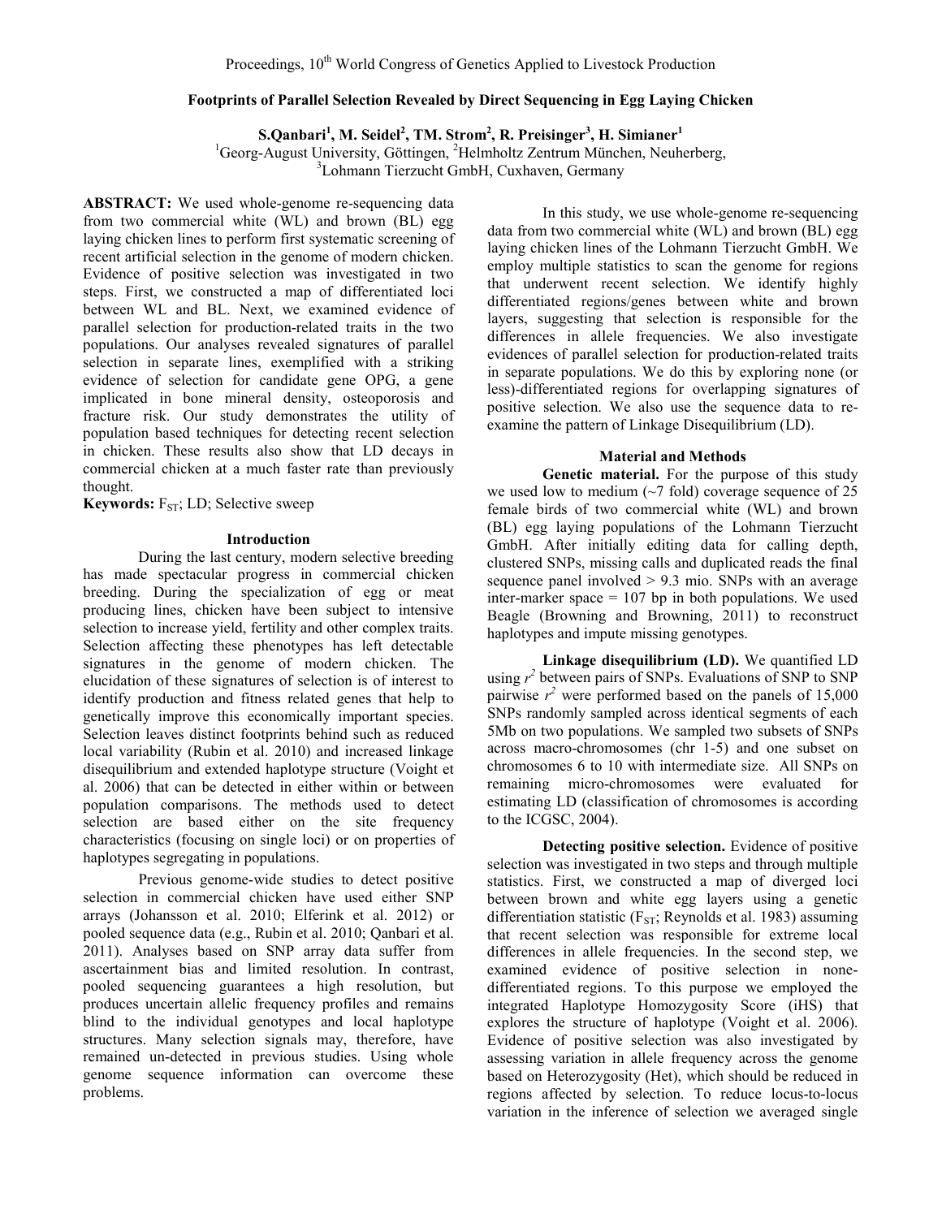# Footprints of Parallel Selection Revealed by Direct Sequencing in Egg Laying Chicken

**S.Qanbari[1], M. Seidel[2], TM. Strom[2], R. Preisinger[3], H. Simianer[1]**

[1]Georg-August University, Göttingen, [2]Helmholtz Zentrum München, Neuherberg, [3]Lohmann Tierzucht GmbH, Cuxhaven, Germany

**ABSTRACT:** We used whole-genome re-sequencing data from two commercial white (WL) and brown (BL) egg laying chicken lines to perform first systematic screening of recent artificial selection in the genome of modern chicken. Evidence of positive selection was investigated in two steps. First, we constructed a map of differentiated loci between WL and BL. Next, we examined evidence of parallel selection for production-related traits in the two populations. Our analyses revealed signatures of parallel selection in separate lines, exemplified with a striking evidence of selection for candidate gene OPG, a gene implicated in bone mineral density, osteoporosis and fracture risk. Our study demonstrates the utility of population based techniques for detecting recent selection in chicken. These results also show that LD decays in commercial chicken at a much faster rate than previously thought.

**Keywords:** $F_{ST}$; LD; Selective sweep

## Introduction

During the last century, modern selective breeding has made spectacular progress in commercial chicken breeding. During the specialization of egg or meat producing lines, chicken have been subject to intensive selection to increase yield, fertility and other complex traits. Selection affecting these phenotypes has left detectable signatures in the genome of modern chicken. The elucidation of these signatures of selection is of interest to identify production and fitness related genes that help to genetically improve this economically important species. Selection leaves distinct footprints behind such as reduced local variability (Rubin et al. 2010) and increased linkage disequilibrium and extended haplotype structure (Voight et al. 2006) that can be detected in either within or between population comparisons. The methods used to detect selection are based either on the site frequency characteristics (focusing on single loci) or on properties of haplotypes segregating in populations.

Previous genome-wide studies to detect positive selection in commercial chicken have used either SNP arrays (Johansson et al. 2010; Elferink et al. 2012) or pooled sequence data (e.g., Rubin et al. 2010; Qanbari et al. 2011). Analyses based on SNP array data suffer from ascertainment bias and limited resolution. In contrast, pooled sequencing guarantees a high resolution, but produces uncertain allelic frequency profiles and remains blind to the individual genotypes and local haplotype structures. Many selection signals may, therefore, have remained un-detected in previous studies. Using whole genome sequence information can overcome these problems.

In this study, we use whole-genome re-sequencing data from two commercial white (WL) and brown (BL) egg laying chicken lines of the Lohmann Tierzucht GmbH. We employ multiple statistics to scan the genome for regions that underwent recent selection. We identify highly differentiated regions/genes between white and brown layers, suggesting that selection is responsible for the differences in allele frequencies. We also investigate evidences of parallel selection for production-related traits in separate populations. We do this by exploring none (or less)-differentiated regions for overlapping signatures of positive selection. We also use the sequence data to re-examine the pattern of Linkage Disequilibrium (LD).

## Material and Methods

**Genetic material.** For the purpose of this study we used low to medium (~7 fold) coverage sequence of 25 female birds of two commercial white (WL) and brown (BL) egg laying populations of the Lohmann Tierzucht GmbH. After initially editing data for calling depth, clustered SNPs, missing calls and duplicated reads the final sequence panel involved > 9.3 mio. SNPs with an average inter-marker space = 107 bp in both populations. We used Beagle (Browning and Browning, 2011) to reconstruct haplotypes and impute missing genotypes.

**Linkage disequilibrium (LD).** We quantified LD using $r^2$ between pairs of SNPs. Evaluations of SNP to SNP pairwise $r^2$ were performed based on the panels of 15,000 SNPs randomly sampled across identical segments of each 5Mb on two populations. We sampled two subsets of SNPs across macro-chromosomes (chr 1-5) and one subset on chromosomes 6 to 10 with intermediate size. All SNPs on remaining micro-chromosomes were evaluated for estimating LD (classification of chromosomes is according to the ICGSC, 2004).

**Detecting positive selection.** Evidence of positive selection was investigated in two steps and through multiple statistics. First, we constructed a map of diverged loci between brown and white egg layers using a genetic differentiation statistic ($F_{ST}$; Reynolds et al. 1983) assuming that recent selection was responsible for extreme local differences in allele frequencies. In the second step, we examined evidence of positive selection in none-differentiated regions. To this purpose we employed the integrated Haplotype Homozygosity Score (iHS) that explores the structure of haplotype (Voight et al. 2006). Evidence of positive selection was also investigated by assessing variation in allele frequency across the genome based on Heterozygosity (Het), which should be reduced in regions affected by selection. To reduce locus-to-locus variation in the inference of selection we averaged single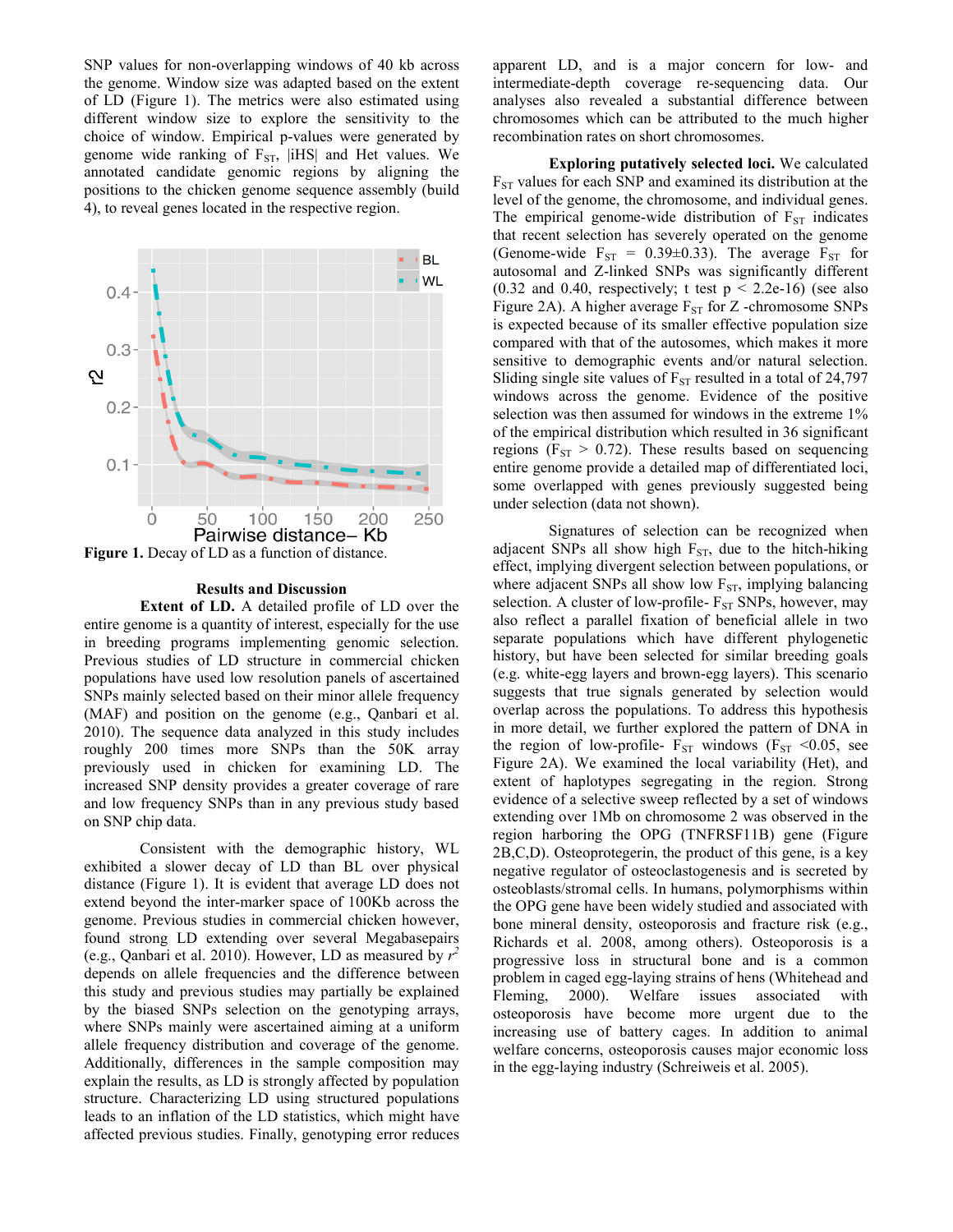SNP values for non-overlapping windows of 40 kb across the genome. Window size was adapted based on the extent of LD (Figure 1). The metrics were also estimated using different window size to explore the sensitivity to the choice of window. Empirical p-values were generated by genome wide ranking of $F_{ST}$, |iHS| and Het values. We annotated candidate genomic regions by aligning the positions to the chicken genome sequence assembly (build 4), to reveal genes located in the respective region.

**Figure 1.** Decay of LD as a function of distance.

## Results and Discussion

**Extent of LD.** A detailed profile of LD over the entire genome is a quantity of interest, especially for the use in breeding programs implementing genomic selection. Previous studies of LD structure in commercial chicken populations have used low resolution panels of ascertained SNPs mainly selected based on their minor allele frequency (MAF) and position on the genome (e.g., Qanbari et al. 2010). The sequence data analyzed in this study includes roughly 200 times more SNPs than the 50K array previously used in chicken for examining LD. The increased SNP density provides a greater coverage of rare and low frequency SNPs than in any previous study based on SNP chip data.

Consistent with the demographic history, WL exhibited a slower decay of LD than BL over physical distance (Figure 1). It is evident that average LD does not extend beyond the inter-marker space of 100Kb across the genome. Previous studies in commercial chicken however, found strong LD extending over several Megabasepairs (e.g., Qanbari et al. 2010). However, LD as measured by $r^2$ depends on allele frequencies and the difference between this study and previous studies may partially be explained by the biased SNPs selection on the genotyping arrays, where SNPs mainly were ascertained aiming at a uniform allele frequency distribution and coverage of the genome. Additionally, differences in the sample composition may explain the results, as LD is strongly affected by population structure. Characterizing LD using structured populations leads to an inflation of the LD statistics, which might have affected previous studies. Finally, genotyping error reduces apparent LD, and is a major concern for low- and intermediate-depth coverage re-sequencing data. Our analyses also revealed a substantial difference between chromosomes which can be attributed to the much higher recombination rates on short chromosomes.

**Exploring putatively selected loci.** We calculated $F_{ST}$ values for each SNP and examined its distribution at the level of the genome, the chromosome, and individual genes. The empirical genome-wide distribution of $F_{ST}$ indicates that recent selection has severely operated on the genome (Genome-wide $F_{ST}$ = 0.39±0.33). The average $F_{ST}$ for autosomal and Z-linked SNPs was significantly different (0.32 and 0.40, respectively; t test $p < 2.2e\text{-}16$) (see also Figure 2A). A higher average $F_{ST}$ for Z -chromosome SNPs is expected because of its smaller effective population size compared with that of the autosomes, which makes it more sensitive to demographic events and/or natural selection. Sliding single site values of $F_{ST}$ resulted in a total of 24,797 windows across the genome. Evidence of the positive selection was then assumed for windows in the extreme 1% of the empirical distribution which resulted in 36 significant regions ($F_{ST}$ > 0.72). These results based on sequencing entire genome provide a detailed map of differentiated loci, some overlapped with genes previously suggested being under selection (data not shown).

Signatures of selection can be recognized when adjacent SNPs all show high $F_{ST}$, due to the hitch-hiking effect, implying divergent selection between populations, or where adjacent SNPs all show low $F_{ST}$, implying balancing selection. A cluster of low-profile- $F_{ST}$ SNPs, however, may also reflect a parallel fixation of beneficial allele in two separate populations which have different phylogenetic history, but have been selected for similar breeding goals (e.g. white-egg layers and brown-egg layers). This scenario suggests that true signals generated by selection would overlap across the populations. To address this hypothesis in more detail, we further explored the pattern of DNA in the region of low-profile- $F_{ST}$ windows ($F_{ST}$ <0.05, see Figure 2A). We examined the local variability (Het), and extent of haplotypes segregating in the region. Strong evidence of a selective sweep reflected by a set of windows extending over 1Mb on chromosome 2 was observed in the region harboring the OPG (TNFRSF11B) gene (Figure 2B,C,D). Osteoprotegerin, the product of this gene, is a key negative regulator of osteoclastogenesis and is secreted by osteoblasts/stromal cells. In humans, polymorphisms within the OPG gene have been widely studied and associated with bone mineral density, osteoporosis and fracture risk (e.g., Richards et al. 2008, among others). Osteoporosis is a progressive loss in structural bone and is a common problem in caged egg-laying strains of hens (Whitehead and Fleming, 2000). Welfare issues associated with osteoporosis have become more urgent due to the increasing use of battery cages. In addition to animal welfare concerns, osteoporosis causes major economic loss in the egg-laying industry (Schreiweis et al. 2005).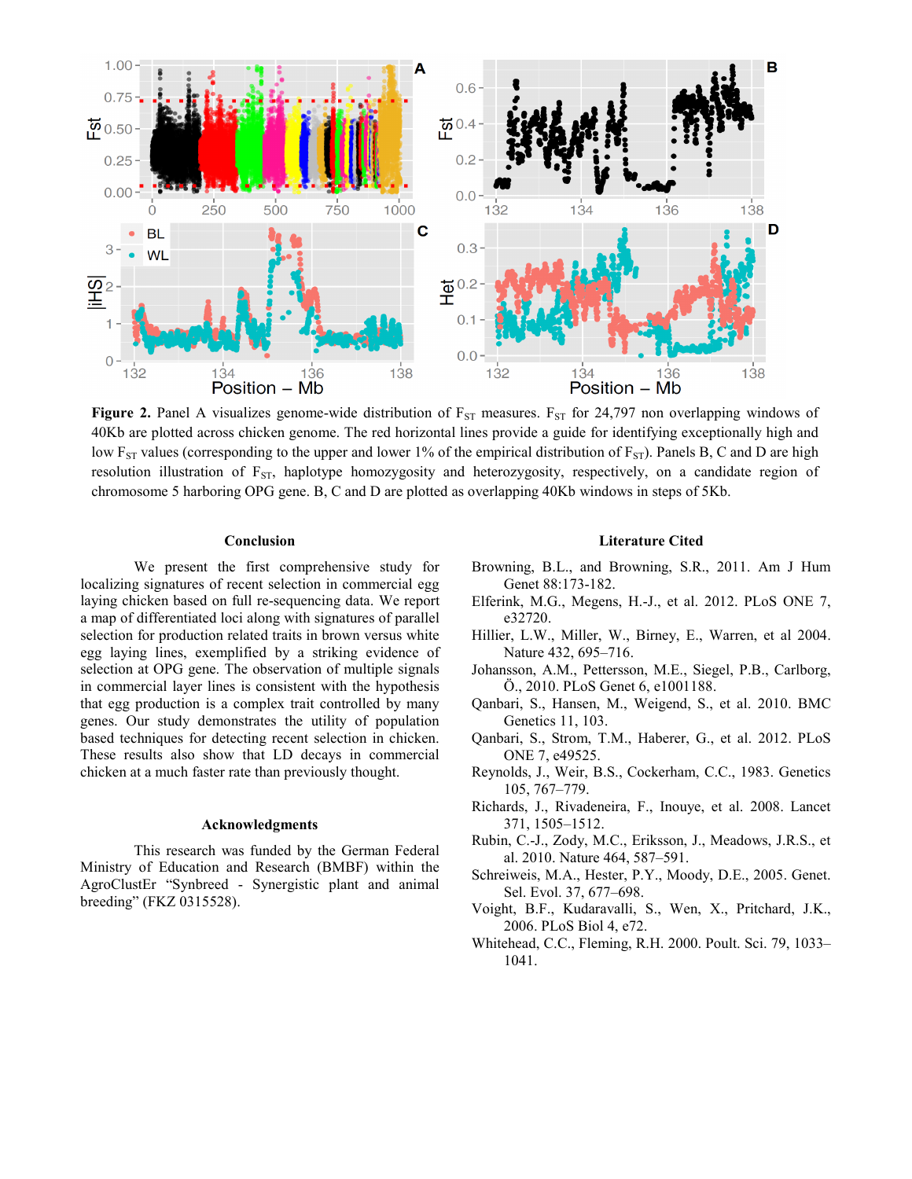A

1.00
0.75
Fst 0.50
0.25
0.00

0 250 500 750 1000

B

0.6
Fst 0.4
0.2
0.0

132 134 136 138

C

BL
WL

3
|iHS| 2
1
0

132 134 136 138
Position – Mb

D

0.3
Het 0.2
0.1
0.0

132 134 136 138
Position – Mb

**Figure 2.** Panel A visualizes genome-wide distribution of $F_{ST}$ measures. $F_{ST}$ for 24,797 non overlapping windows of 40Kb are plotted across chicken genome. The red horizontal lines provide a guide for identifying exceptionally high and low $F_{ST}$ values (corresponding to the upper and lower 1% of the empirical distribution of $F_{ST}$). Panels B, C and D are high resolution illustration of $F_{ST}$, haplotype homozygosity and heterozygosity, respectively, on a candidate region of chromosome 5 harboring OPG gene. B, C and D are plotted as overlapping 40Kb windows in steps of 5Kb.

## Conclusion

We present the first comprehensive study for localizing signatures of recent selection in commercial egg laying chicken based on full re-sequencing data. We report a map of differentiated loci along with signatures of parallel selection for production related traits in brown versus white egg laying lines, exemplified by a striking evidence of selection at OPG gene. The observation of multiple signals in commercial layer lines is consistent with the hypothesis that egg production is a complex trait controlled by many genes. Our study demonstrates the utility of population based techniques for detecting recent selection in chicken. These results also show that LD decays in commercial chicken at a much faster rate than previously thought.

## Acknowledgments

This research was funded by the German Federal Ministry of Education and Research (BMBF) within the AgroClustEr "Synbreed - Synergistic plant and animal breeding" (FKZ 0315528).

## Literature Cited

Browning, B.L., and Browning, S.R., 2011. Am J Hum Genet 88:173-182.

Elferink, M.G., Megens, H.-J., et al. 2012. PLoS ONE 7, e32720.

Hillier, L.W., Miller, W., Birney, E., Warren, et al 2004. Nature 432, 695–716.

Johansson, A.M., Pettersson, M.E., Siegel, P.B., Carlborg, Ö., 2010. PLoS Genet 6, e1001188.

Qanbari, S., Hansen, M., Weigend, S., et al. 2010. BMC Genetics 11, 103.

Qanbari, S., Strom, T.M., Haberer, G., et al. 2012. PLoS ONE 7, e49525.

Reynolds, J., Weir, B.S., Cockerham, C.C., 1983. Genetics 105, 767–779.

Richards, J., Rivadeneira, F., Inouye, et al. 2008. Lancet 371, 1505–1512.

Rubin, C.-J., Zody, M.C., Eriksson, J., Meadows, J.R.S., et al. 2010. Nature 464, 587–591.

Schreiweis, M.A., Hester, P.Y., Moody, D.E., 2005. Genet. Sel. Evol. 37, 677–698.

Voight, B.F., Kudaravalli, S., Wen, X., Pritchard, J.K., 2006. PLoS Biol 4, e72.

Whitehead, C.C., Fleming, R.H. 2000. Poult. Sci. 79, 1033–1041.